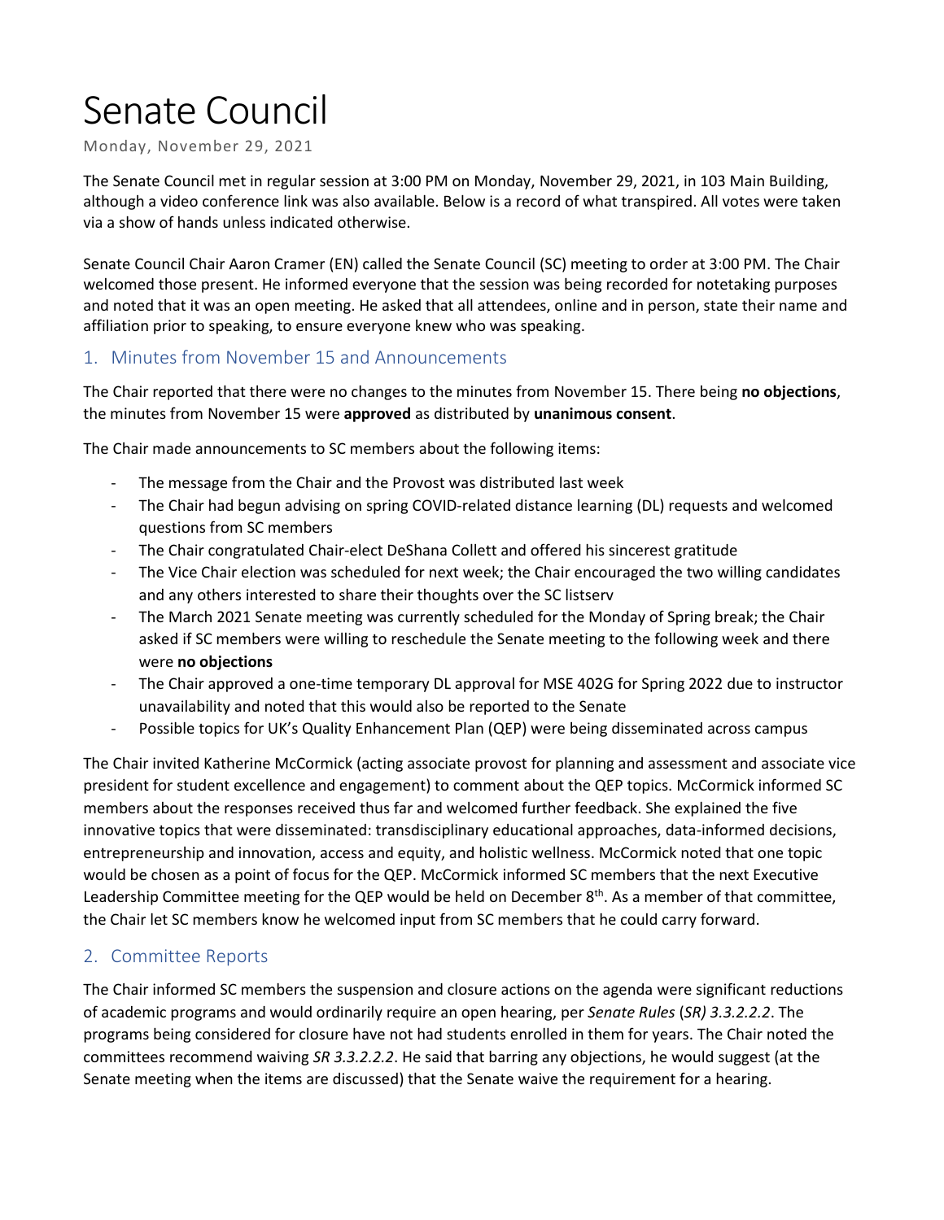# Senate Council

Monday, November 29, 2021

The Senate Council met in regular session at 3:00 PM on Monday, November 29, 2021, in 103 Main Building, although a video conference link was also available. Below is a record of what transpired. All votes were taken via a show of hands unless indicated otherwise.

Senate Council Chair Aaron Cramer (EN) called the Senate Council (SC) meeting to order at 3:00 PM. The Chair welcomed those present. He informed everyone that the session was being recorded for notetaking purposes and noted that it was an open meeting. He asked that all attendees, online and in person, state their name and affiliation prior to speaking, to ensure everyone knew who was speaking.

## 1. Minutes from November 15 and Announcements

The Chair reported that there were no changes to the minutes from November 15. There being **no objections**, the minutes from November 15 were **approved** as distributed by **unanimous consent**.

The Chair made announcements to SC members about the following items:

- The message from the Chair and the Provost was distributed last week
- The Chair had begun advising on spring COVID-related distance learning (DL) requests and welcomed questions from SC members
- The Chair congratulated Chair-elect DeShana Collett and offered his sincerest gratitude
- The Vice Chair election was scheduled for next week; the Chair encouraged the two willing candidates and any others interested to share their thoughts over the SC listserv
- The March 2021 Senate meeting was currently scheduled for the Monday of Spring break; the Chair asked if SC members were willing to reschedule the Senate meeting to the following week and there were **no objections**
- The Chair approved a one-time temporary DL approval for MSE 402G for Spring 2022 due to instructor unavailability and noted that this would also be reported to the Senate
- Possible topics for UK's Quality Enhancement Plan (QEP) were being disseminated across campus

The Chair invited Katherine McCormick (acting associate provost for planning and assessment and associate vice president for student excellence and engagement) to comment about the QEP topics. McCormick informed SC members about the responses received thus far and welcomed further feedback. She explained the five innovative topics that were disseminated: transdisciplinary educational approaches, data-informed decisions, entrepreneurship and innovation, access and equity, and holistic wellness. McCormick noted that one topic would be chosen as a point of focus for the QEP. McCormick informed SC members that the next Executive Leadership Committee meeting for the QEP would be held on December 8th. As a member of that committee, the Chair let SC members know he welcomed input from SC members that he could carry forward.

## 2. Committee Reports

The Chair informed SC members the suspension and closure actions on the agenda were significant reductions of academic programs and would ordinarily require an open hearing, per *Senate Rules* (*SR) 3.3.2.2.2*. The programs being considered for closure have not had students enrolled in them for years. The Chair noted the committees recommend waiving *SR 3.3.2.2.2*. He said that barring any objections, he would suggest (at the Senate meeting when the items are discussed) that the Senate waive the requirement for a hearing.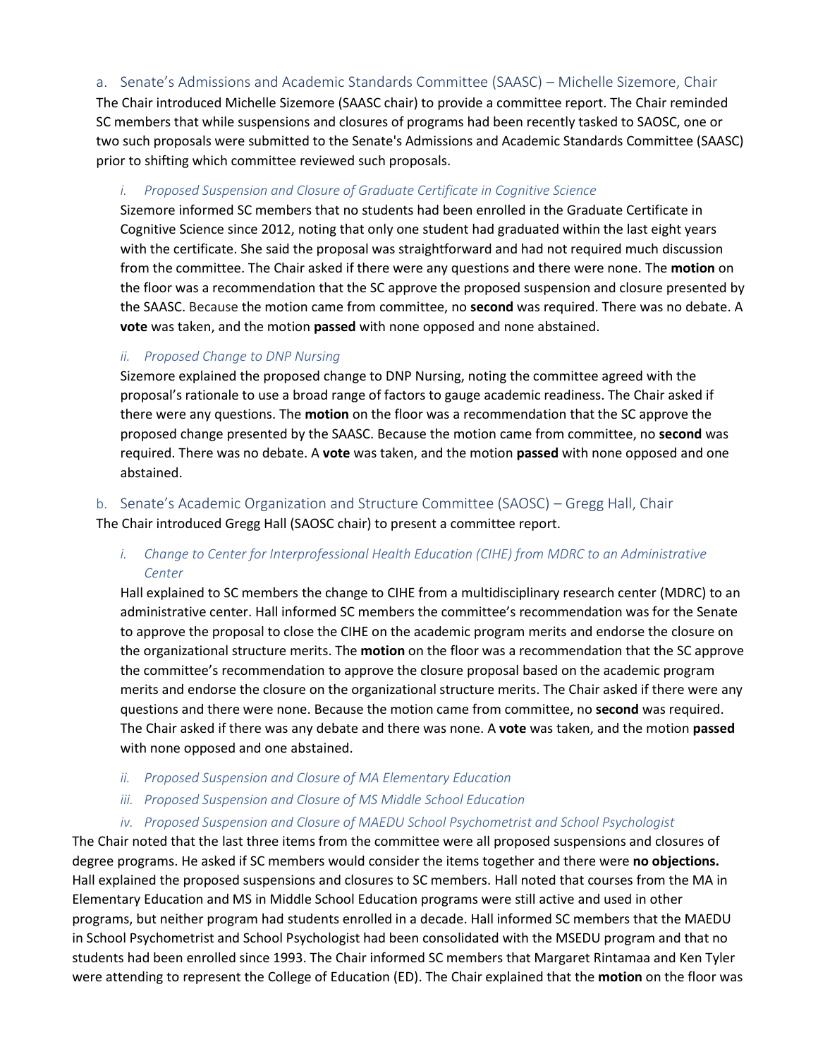### a. Senate's Admissions and Academic Standards Committee (SAASC) – Michelle Sizemore, Chair

The Chair introduced Michelle Sizemore (SAASC chair) to provide a committee report. The Chair reminded SC members that while suspensions and closures of programs had been recently tasked to SAOSC, one or two such proposals were submitted to the Senate's Admissions and Academic Standards Committee (SAASC) prior to shifting which committee reviewed such proposals.

#### *i. Proposed Suspension and Closure of Graduate Certificate in Cognitive Science*

Sizemore informed SC members that no students had been enrolled in the Graduate Certificate in Cognitive Science since 2012, noting that only one student had graduated within the last eight years with the certificate. She said the proposal was straightforward and had not required much discussion from the committee. The Chair asked if there were any questions and there were none. The **motion** on the floor was a recommendation that the SC approve the proposed suspension and closure presented by the SAASC. Because the motion came from committee, no **second** was required. There was no debate. A **vote** was taken, and the motion **passed** with none opposed and none abstained.

#### *ii. Proposed Change to DNP Nursing*

Sizemore explained the proposed change to DNP Nursing, noting the committee agreed with the proposal's rationale to use a broad range of factors to gauge academic readiness. The Chair asked if there were any questions. The **motion** on the floor was a recommendation that the SC approve the proposed change presented by the SAASC. Because the motion came from committee, no **second** was required. There was no debate. A **vote** was taken, and the motion **passed** with none opposed and one abstained.

### b. Senate's Academic Organization and Structure Committee (SAOSC) – Gregg Hall, Chair

The Chair introduced Gregg Hall (SAOSC chair) to present a committee report.

#### *i. Change to Center for Interprofessional Health Education (CIHE) from MDRC to an Administrative Center*

Hall explained to SC members the change to CIHE from a multidisciplinary research center (MDRC) to an administrative center. Hall informed SC members the committee's recommendation was for the Senate to approve the proposal to close the CIHE on the academic program merits and endorse the closure on the organizational structure merits. The **motion** on the floor was a recommendation that the SC approve the committee's recommendation to approve the closure proposal based on the academic program merits and endorse the closure on the organizational structure merits. The Chair asked if there were any questions and there were none. Because the motion came from committee, no **second** was required. The Chair asked if there was any debate and there was none. A **vote** was taken, and the motion **passed** with none opposed and one abstained.

#### *ii. Proposed Suspension and Closure of MA Elementary Education*

#### *iii. Proposed Suspension and Closure of MS Middle School Education*

#### *iv. Proposed Suspension and Closure of MAEDU School Psychometrist and School Psychologist*

The Chair noted that the last three items from the committee were all proposed suspensions and closures of degree programs. He asked if SC members would consider the items together and there were **no objections.** Hall explained the proposed suspensions and closures to SC members. Hall noted that courses from the MA in Elementary Education and MS in Middle School Education programs were still active and used in other programs, but neither program had students enrolled in a decade. Hall informed SC members that the MAEDU in School Psychometrist and School Psychologist had been consolidated with the MSEDU program and that no students had been enrolled since 1993. The Chair informed SC members that Margaret Rintamaa and Ken Tyler were attending to represent the College of Education (ED). The Chair explained that the **motion** on the floor was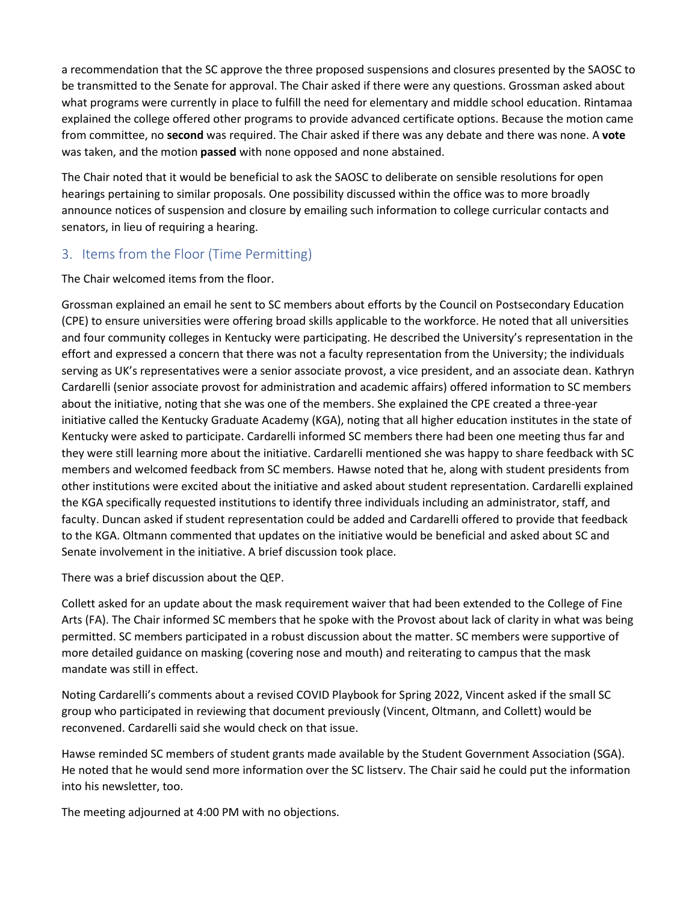a recommendation that the SC approve the three proposed suspensions and closures presented by the SAOSC to be transmitted to the Senate for approval. The Chair asked if there were any questions. Grossman asked about what programs were currently in place to fulfill the need for elementary and middle school education. Rintamaa explained the college offered other programs to provide advanced certificate options. Because the motion came from committee, no **second** was required. The Chair asked if there was any debate and there was none. A **vote** was taken, and the motion **passed** with none opposed and none abstained.

The Chair noted that it would be beneficial to ask the SAOSC to deliberate on sensible resolutions for open hearings pertaining to similar proposals. One possibility discussed within the office was to more broadly announce notices of suspension and closure by emailing such information to college curricular contacts and senators, in lieu of requiring a hearing.

## 3. Items from the Floor (Time Permitting)

The Chair welcomed items from the floor.

Grossman explained an email he sent to SC members about efforts by the Council on Postsecondary Education (CPE) to ensure universities were offering broad skills applicable to the workforce. He noted that all universities and four community colleges in Kentucky were participating. He described the University's representation in the effort and expressed a concern that there was not a faculty representation from the University; the individuals serving as UK's representatives were a senior associate provost, a vice president, and an associate dean. Kathryn Cardarelli (senior associate provost for administration and academic affairs) offered information to SC members about the initiative, noting that she was one of the members. She explained the CPE created a three-year initiative called the Kentucky Graduate Academy (KGA), noting that all higher education institutes in the state of Kentucky were asked to participate. Cardarelli informed SC members there had been one meeting thus far and they were still learning more about the initiative. Cardarelli mentioned she was happy to share feedback with SC members and welcomed feedback from SC members. Hawse noted that he, along with student presidents from other institutions were excited about the initiative and asked about student representation. Cardarelli explained the KGA specifically requested institutions to identify three individuals including an administrator, staff, and faculty. Duncan asked if student representation could be added and Cardarelli offered to provide that feedback to the KGA. Oltmann commented that updates on the initiative would be beneficial and asked about SC and Senate involvement in the initiative. A brief discussion took place.

There was a brief discussion about the QEP.

Collett asked for an update about the mask requirement waiver that had been extended to the College of Fine Arts (FA). The Chair informed SC members that he spoke with the Provost about lack of clarity in what was being permitted. SC members participated in a robust discussion about the matter. SC members were supportive of more detailed guidance on masking (covering nose and mouth) and reiterating to campus that the mask mandate was still in effect.

Noting Cardarelli's comments about a revised COVID Playbook for Spring 2022, Vincent asked if the small SC group who participated in reviewing that document previously (Vincent, Oltmann, and Collett) would be reconvened. Cardarelli said she would check on that issue.

Hawse reminded SC members of student grants made available by the Student Government Association (SGA). He noted that he would send more information over the SC listserv. The Chair said he could put the information into his newsletter, too.

The meeting adjourned at 4:00 PM with no objections.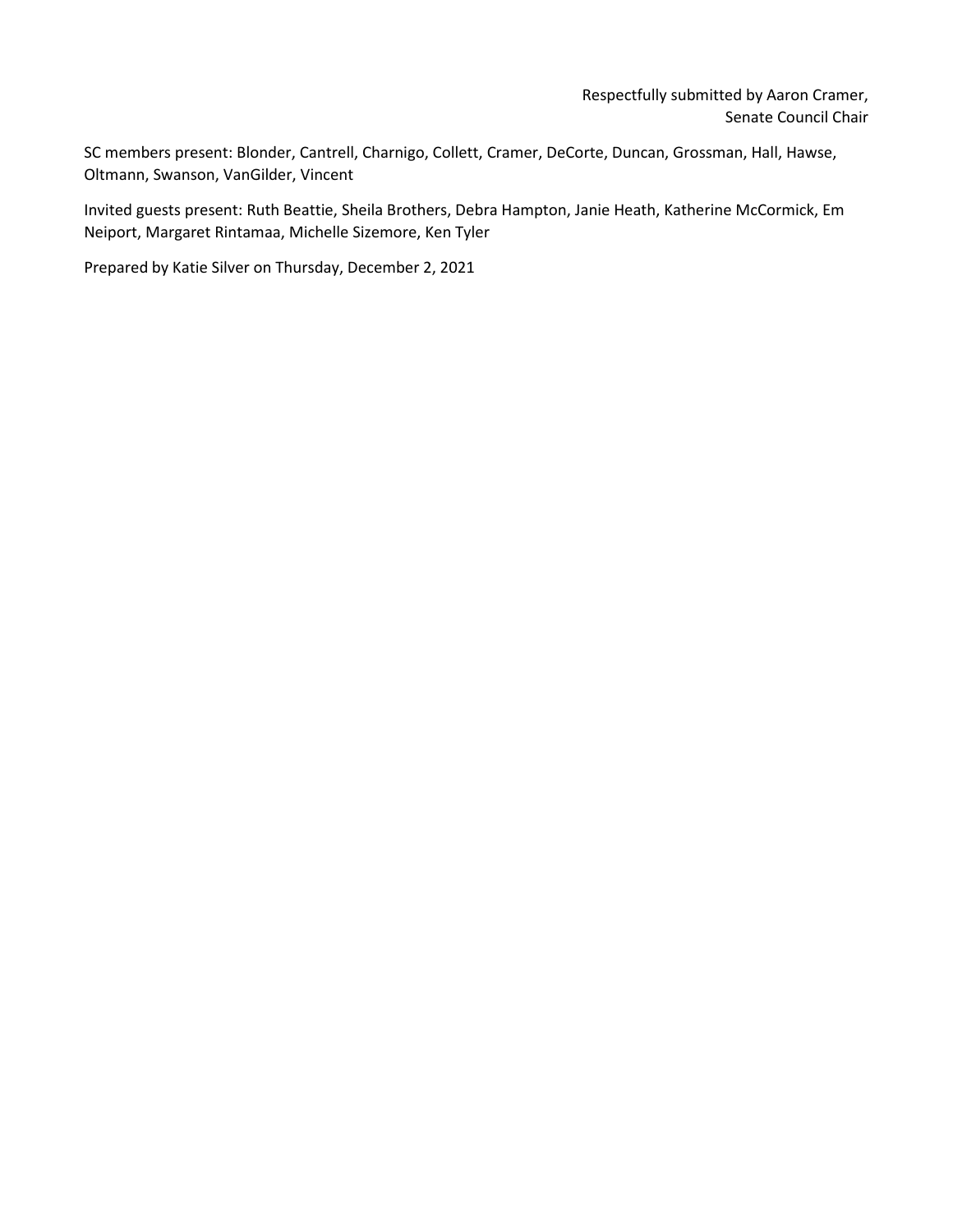Respectfully submitted by Aaron Cramer,
Senate Council Chair

SC members present: Blonder, Cantrell, Charnigo, Collett, Cramer, DeCorte, Duncan, Grossman, Hall, Hawse, Oltmann, Swanson, VanGilder, Vincent

Invited guests present: Ruth Beattie, Sheila Brothers, Debra Hampton, Janie Heath, Katherine McCormick, Em Neiport, Margaret Rintamaa, Michelle Sizemore, Ken Tyler

Prepared by Katie Silver on Thursday, December 2, 2021